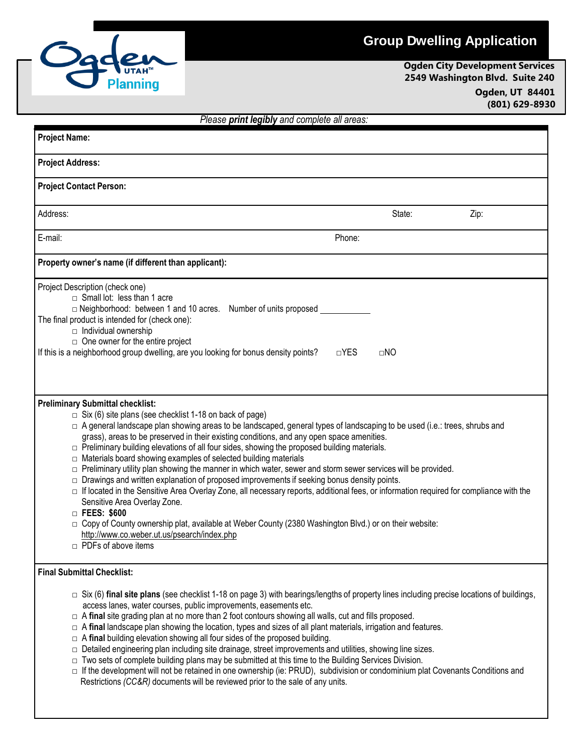# Group Dwelling Application

**Ogden City Development Services**
**2549 Washington Blvd. Suite 240**
**Ogden, UT 84401**
**(801) 629-8930**

*Please **print legibly** and complete all areas:*

**Project Name:**

**Project Address:**

**Project Contact Person:**

Address: State: Zip:

E-mail: Phone:

**Property owner's name (if different than applicant):**

Project Description (check one)

- □ Small lot: less than 1 acre
- □ Neighborhood: between 1 and 10 acres. Number of units proposed ________

The final product is intended for (check one):

- □ Individual ownership
- □ One owner for the entire project

If this is a neighborhood group dwelling, are you looking for bonus density points? □YES □NO

**Preliminary Submittal checklist:**

- □ Six (6) site plans (see checklist 1-18 on back of page)
- □ A general landscape plan showing areas to be landscaped, general types of landscaping to be used (i.e.: trees, shrubs and grass), areas to be preserved in their existing conditions, and any open space amenities.
- □ Preliminary building elevations of all four sides, showing the proposed building materials.
- □ Materials board showing examples of selected building materials
- □ Preliminary utility plan showing the manner in which water, sewer and storm sewer services will be provided.
- □ Drawings and written explanation of proposed improvements if seeking bonus density points.
- □ If located in the Sensitive Area Overlay Zone, all necessary reports, additional fees, or information required for compliance with the Sensitive Area Overlay Zone.
- □ **FEES: $600**
- □ Copy of County ownership plat, available at Weber County (2380 Washington Blvd.) or on their website: http://www.co.weber.ut.us/psearch/index.php
- □ PDFs of above items

**Final Submittal Checklist:**

- □ Six (6) **final site plans** (see checklist 1-18 on page 3) with bearings/lengths of property lines including precise locations of buildings, access lanes, water courses, public improvements, easements etc.
- □ A **final** site grading plan at no more than 2 foot contours showing all walls, cut and fills proposed.
- □ A **final** landscape plan showing the location, types and sizes of all plant materials, irrigation and features.
- □ A **final** building elevation showing all four sides of the proposed building.
- □ Detailed engineering plan including site drainage, street improvements and utilities, showing line sizes.
- □ Two sets of complete building plans may be submitted at this time to the Building Services Division.
- □ If the development will not be retained in one ownership (ie: PRUD), subdivision or condominium plat Covenants Conditions and Restrictions *(CC&R)* documents will be reviewed prior to the sale of any units.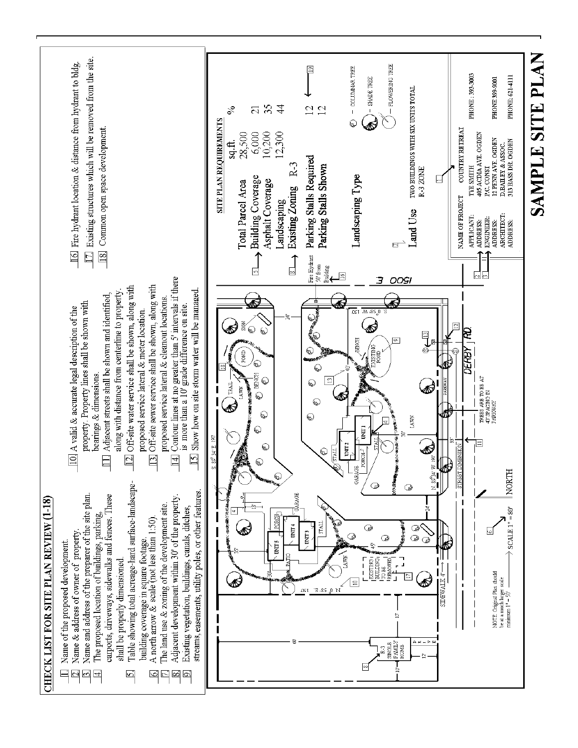## CHECK LIST FOR SITE PLAN REVIEW (1-18)

1. Name of the proposed development.
2. Name & address of owner of property.
3. Name and address of the preparer of the site plan.
4. The proposed location of buildings, parking, carports, driveways, sidewalks and fences. These shall be properly dimensioned.
5. Table showing total acreage-hard surface-landscape-building coverage in square footage.
6. A north arrow & scale (not less than 1:50).
7. The land use & zoning of the development site.
8. Adjacent development within 30' of the property.
9. Existing vegetation, buildings, canals, ditches, streams, easements, utility poles, or other features.
10. A valid & accurate legal description of the property. Property lines shall be shown with bearings & dimensions.
11. Adjacent streets shall be shown and identified, along with distance from centerline to property.
12. Off-site water service shall be shown, along with proposed service lateral & meter location.
13. Off-site sewer service shall be shown, along with proposed service lateral & cleanout locations.
14. Contour lines at no greater than 5' intervals if there is more than a 10' grade difference on site.
15. Show how on site storm water will be managed.
16. Fire hydrant location & distance from hydrant to bldg.
17. Existing structures which will be removed from the site.
18. Common open space development.

# SAMPLE SITE PLAN

### SITE PLAN REQUIREMENTS

| | sq.ft. | % |
|---|---|---|
| Total Parcel Area | 28,500 | |
| Building Coverage | 6,000 | 21 |
| Asphalt Coverage | 10,200 | 35 |
| Landscaping | 12,300 | 44 |
| Existing Zoning R-3 | | |
| Parking Stalls Required | 12 | |
| Parking Stalls Shown | 12 | |

Landscaping Type

- COLUMNAR TREE
- SHADE TREE
- FLOWERING TREE

Land Use: TWO BUILDINGS WITH SIX UNITS TOTAL R-3 ZONE

| | | |
|---|---|---|
| NAME OF PROJECT | COUNTRY RETREAT | |
| APPLICANT: | TYE SMITH | PHONE: 393-3003 |
| ADDRESS: | 405 ACDIA AVE. OGDEN | |
| ENGINEER: | P.C. CONST | |
| ADDRESS: | 12 PENN AVE. OGDEN | PHONE 399-9001 |
| ARCHITECT: | D.BAILEY & ASSOC. | |
| ADDRESS: | 313 BASS DR. OGDEN | PHONE: 621-4111 |

Fire Hydrant 50' from Building

1500 E

DERBY RD.

S. 89° 34' E. 197

N. 89° 34' W. 197

N. 0° 58' E. 137

S. 0° 58' W. 137

TREES ARE TO BE AT 45' SPACING IN PARKWAY

STREET DIMENSION 33'

SIDEWALK 4'

PARKWAY

EXISTING BUILDING TO BE REMOVED

EXISTING POND

POND

TRAIL

LAWN

BENCH

SIGN

UNIT 1, UNIT 2, UNIT 3, UNIT 4, UNIT 5

GARAGE, PORCH, STALL, PATIO

R-3 SINGLE FAMILY HOME

DRIVE

NORTH

SCALE 1" = 80'

NOTE: Original Plan should be at a much larger scale minimum 1" - 50'